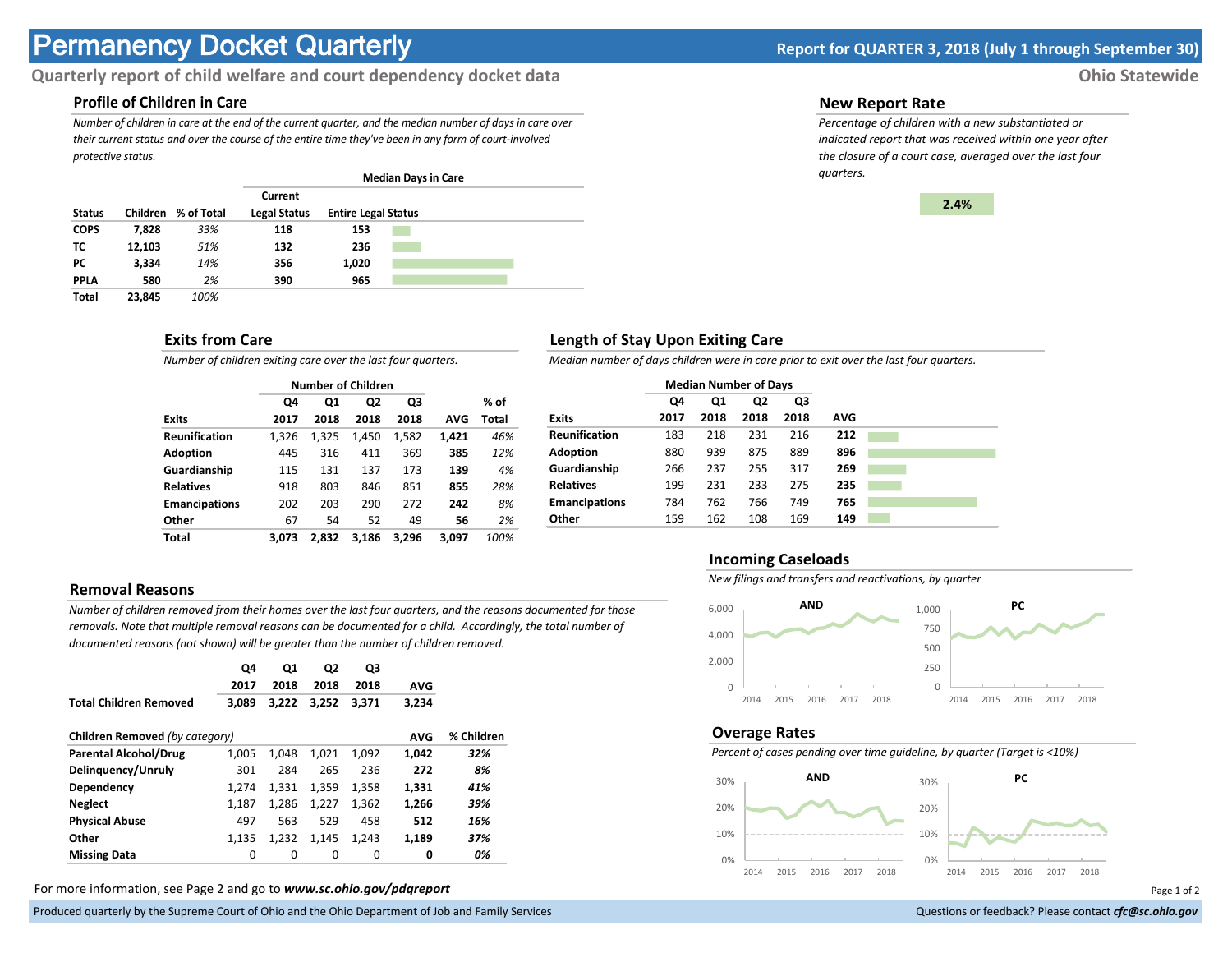# Permancy Docket Quarterly

**Report for QUARTER 3, 2018 (July 1 through September 30)**

**Quarterly report of child welfare and court dependency docket data**

**Ohio Statewide**

## Profile of Children in Care

*Number of children in care at the end of the current quarter, and the median number of days in care over their current status and over the course of the entire time they've been in any form of court-involved protective status.*

| | | | Median Days in Care | |
|---|---|---|---|---|
| **Status** | **Children** | **% of Total** | **Current Legal Status** | **Entire Legal Status** |
| **COPS** | **7,828** | *33%* | **118** | **153** |
| **TC** | **12,103** | *51%* | **132** | **236** |
| **PC** | **3,334** | *14%* | **356** | **1,020** |
| **PPLA** | **580** | *2%* | **390** | **965** |
| **Total** | **23,845** | *100%* | | |

## New Report Rate

*Percentage of children with a new substantiated or indicated report that was received within one year after the closure of a court case, averaged over the last four quarters.*

**2.4%**

## Exits from Care

*Number of children exiting care over the last four quarters.*

| | Number of Children | | | | | |
|---|---|---|---|---|---|---|
| **Exits** | **Q4 2017** | **Q1 2018** | **Q2 2018** | **Q3 2018** | **AVG** | **% of Total** |
| **Reunification** | 1,326 | 1,325 | 1,450 | 1,582 | **1,421** | *46%* |
| **Adoption** | 445 | 316 | 411 | 369 | **385** | *12%* |
| **Guardianship** | 115 | 131 | 137 | 173 | **139** | *4%* |
| **Relatives** | 918 | 803 | 846 | 851 | **855** | *28%* |
| **Emancipations** | 202 | 203 | 290 | 272 | **242** | *8%* |
| **Other** | 67 | 54 | 52 | 49 | **56** | *2%* |
| **Total** | **3,073** | **2,832** | **3,186** | **3,296** | **3,097** | *100%* |

## Length of Stay Upon Exiting Care

*Median number of days children were in care prior to exit over the last four quarters.*

| | Median Number of Days | | | | |
|---|---|---|---|---|---|
| **Exits** | **Q4 2017** | **Q1 2018** | **Q2 2018** | **Q3 2018** | **AVG** |
| **Reunification** | 183 | 218 | 231 | 216 | **212** |
| **Adoption** | 880 | 939 | 875 | 889 | **896** |
| **Guardianship** | 266 | 237 | 255 | 317 | **269** |
| **Relatives** | 199 | 231 | 233 | 275 | **235** |
| **Emancipations** | 784 | 762 | 766 | 749 | **765** |
| **Other** | 159 | 162 | 108 | 169 | **149** |

## Removal Reasons

*Number of children removed from their homes over the last four quarters, and the reasons documented for those removals. Note that multiple removal reasons can be documented for a child. Accordingly, the total number of documented reasons (not shown) will be greater than the number of children removed.*

| | **Q4 2017** | **Q1 2018** | **Q2 2018** | **Q3 2018** | **AVG** | |
|---|---|---|---|---|---|---|
| **Total Children Removed** | **3,089** | **3,222** | **3,252** | **3,371** | **3,234** | |
| **Children Removed** *(by category)* | | | | | **AVG** | **% Children** |
| **Parental Alcohol/Drug** | 1,005 | 1,048 | 1,021 | 1,092 | **1,042** | ***32%*** |
| **Delinquency/Unruly** | 301 | 284 | 265 | 236 | **272** | ***8%*** |
| **Dependency** | 1,274 | 1,331 | 1,359 | 1,358 | **1,331** | ***41%*** |
| **Neglect** | 1,187 | 1,286 | 1,227 | 1,362 | **1,266** | ***39%*** |
| **Physical Abuse** | 497 | 563 | 529 | 458 | **512** | ***16%*** |
| **Other** | 1,135 | 1,232 | 1,145 | 1,243 | **1,189** | ***37%*** |
| **Missing Data** | 0 | 0 | 0 | 0 | **0** | ***0%*** |

## Incoming Caseloads

*New filings and transfers and reactivations, by quarter*

## Overage Rates

*Percent of cases pending over time guideline, by quarter (Target is <10%)*

For more information, see Page 2 and go to ***www.sc.ohio.gov/pdqreport***

Produced quarterly by the Supreme Court of Ohio and the Ohio Department of Job and Family Services

Questions or feedback? Please contact ***cfc@sc.ohio.gov***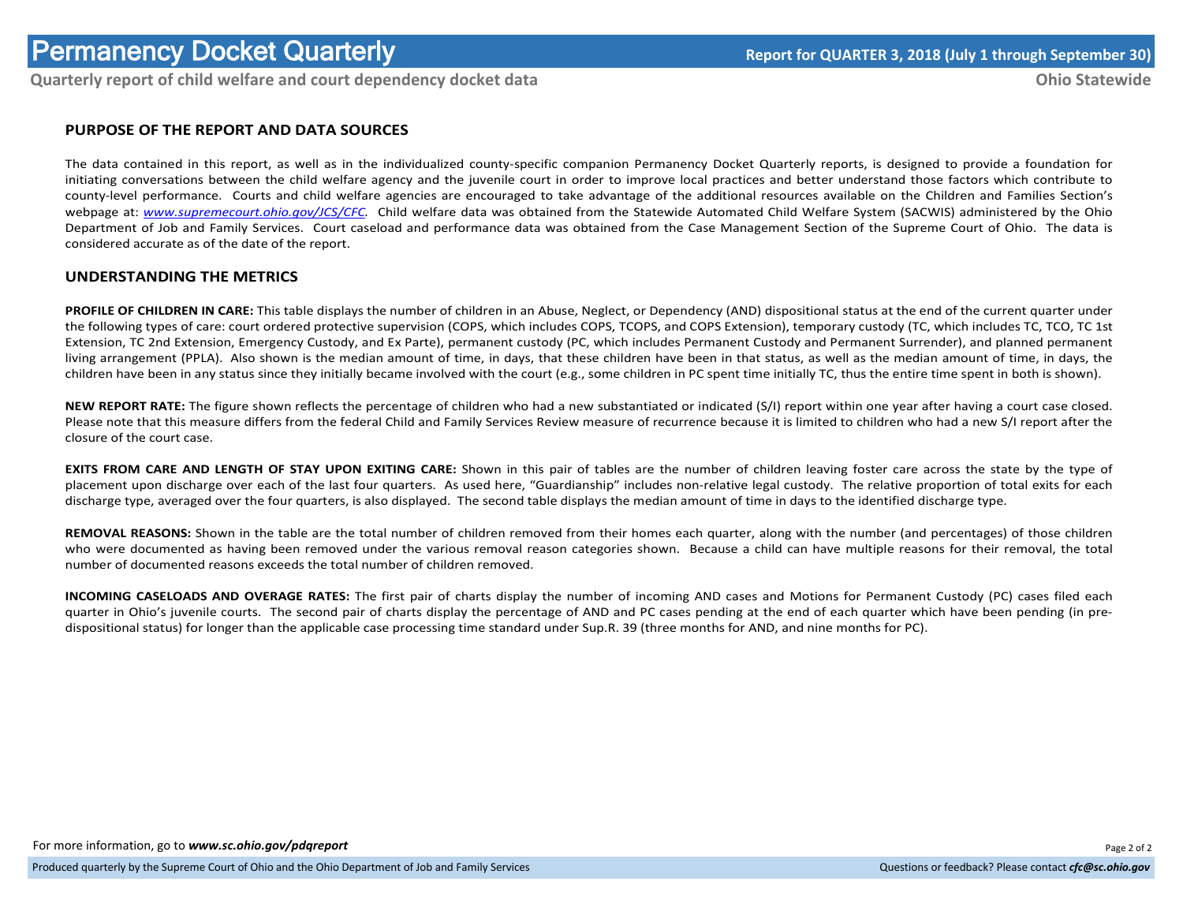# Permanency Docket Quarterly

**Report for QUARTER 3, 2018 (July 1 through September 30)**

**Quarterly report of child welfare and court dependency docket data**

**Ohio Statewide**

## PURPOSE OF THE REPORT AND DATA SOURCES

The data contained in this report, as well as in the individualized county-specific companion Permanency Docket Quarterly reports, is designed to provide a foundation for initiating conversations between the child welfare agency and the juvenile court in order to improve local practices and better understand those factors which contribute to county-level performance. Courts and child welfare agencies are encouraged to take advantage of the additional resources available on the Children and Families Section's webpage at: *www.supremecourt.ohio.gov/JCS/CFC*. Child welfare data was obtained from the Statewide Automated Child Welfare System (SACWIS) administered by the Ohio Department of Job and Family Services. Court caseload and performance data was obtained from the Case Management Section of the Supreme Court of Ohio. The data is considered accurate as of the date of the report.

## UNDERSTANDING THE METRICS

**PROFILE OF CHILDREN IN CARE:** This table displays the number of children in an Abuse, Neglect, or Dependency (AND) dispositional status at the end of the current quarter under the following types of care: court ordered protective supervision (COPS, which includes COPS, TCOPS, and COPS Extension), temporary custody (TC, which includes TC, TCO, TC 1st Extension, TC 2nd Extension, Emergency Custody, and Ex Parte), permanent custody (PC, which includes Permanent Custody and Permanent Surrender), and planned permanent living arrangement (PPLA). Also shown is the median amount of time, in days, that these children have been in that status, as well as the median amount of time, in days, the children have been in any status since they initially became involved with the court (e.g., some children in PC spent time initially TC, thus the entire time spent in both is shown).

**NEW REPORT RATE:** The figure shown reflects the percentage of children who had a new substantiated or indicated (S/I) report within one year after having a court case closed. Please note that this measure differs from the federal Child and Family Services Review measure of recurrence because it is limited to children who had a new S/I report after the closure of the court case.

**EXITS FROM CARE AND LENGTH OF STAY UPON EXITING CARE:** Shown in this pair of tables are the number of children leaving foster care across the state by the type of placement upon discharge over each of the last four quarters. As used here, "Guardianship" includes non-relative legal custody. The relative proportion of total exits for each discharge type, averaged over the four quarters, is also displayed. The second table displays the median amount of time in days to the identified discharge type.

**REMOVAL REASONS:** Shown in the table are the total number of children removed from their homes each quarter, along with the number (and percentages) of those children who were documented as having been removed under the various removal reason categories shown. Because a child can have multiple reasons for their removal, the total number of documented reasons exceeds the total number of children removed.

**INCOMING CASELOADS AND OVERAGE RATES:** The first pair of charts display the number of incoming AND cases and Motions for Permanent Custody (PC) cases filed each quarter in Ohio's juvenile courts. The second pair of charts display the percentage of AND and PC cases pending at the end of each quarter which have been pending (in pre-dispositional status) for longer than the applicable case processing time standard under Sup.R. 39 (three months for AND, and nine months for PC).

For more information, go to ***www.sc.ohio.gov/pdqreport***

Produced quarterly by the Supreme Court of Ohio and the Ohio Department of Job and Family Services

Questions or feedback? Please contact ***cfc@sc.ohio.gov***